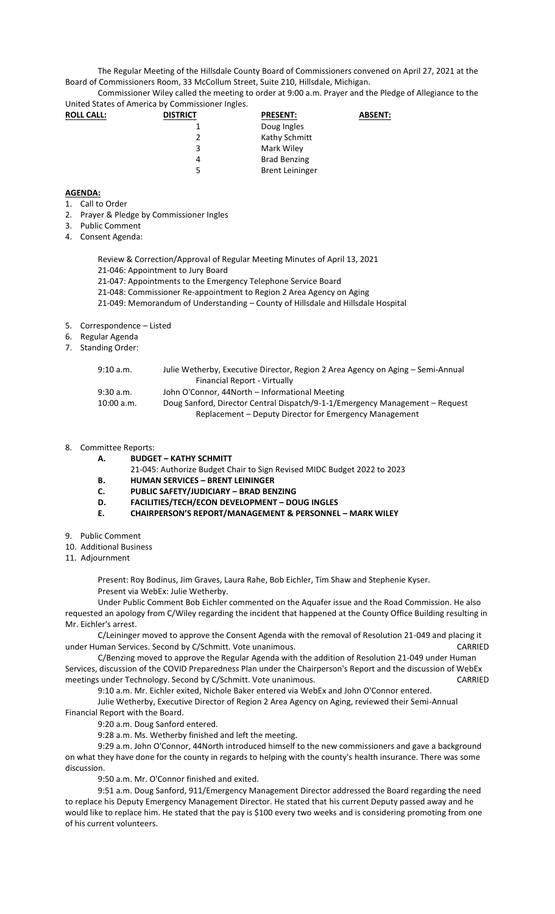The Regular Meeting of the Hillsdale County Board of Commissioners convened on April 27, 2021 at the Board of Commissioners Room, 33 McCollum Street, Suite 210, Hillsdale, Michigan.

Commissioner Wiley called the meeting to order at 9:00 a.m. Prayer and the Pledge of Allegiance to the United States of America by Commissioner Ingles.

| ROLL CALL: | DISTRICT | PRESENT: | ABSENT: |
|---|---|---|---|
| | 1 | Doug Ingles | |
| | 2 | Kathy Schmitt | |
| | 3 | Mark Wiley | |
| | 4 | Brad Benzing | |
| | 5 | Brent Leininger | |

**AGENDA:**

1. Call to Order
2. Prayer & Pledge by Commissioner Ingles
3. Public Comment
4. Consent Agenda:

   Review & Correction/Approval of Regular Meeting Minutes of April 13, 2021
   21-046: Appointment to Jury Board
   21-047: Appointments to the Emergency Telephone Service Board
   21-048: Commissioner Re-appointment to Region 2 Area Agency on Aging
   21-049: Memorandum of Understanding – County of Hillsdale and Hillsdale Hospital

5. Correspondence – Listed
6. Regular Agenda
7. Standing Order:

| | |
|---|---|
| 9:10 a.m. | Julie Wetherby, Executive Director, Region 2 Area Agency on Aging – Semi-Annual Financial Report - Virtually |
| 9:30 a.m. | John O'Connor, 44North – Informational Meeting |
| 10:00 a.m. | Doug Sanford, Director Central Dispatch/9-1-1/Emergency Management – Request Replacement – Deputy Director for Emergency Management |

8. Committee Reports:
   - **A. BUDGET – KATHY SCHMITT**
     21-045: Authorize Budget Chair to Sign Revised MIDC Budget 2022 to 2023
   - **B. HUMAN SERVICES – BRENT LEININGER**
   - **C. PUBLIC SAFETY/JUDICIARY – BRAD BENZING**
   - **D. FACILITIES/TECH/ECON DEVELOPMENT – DOUG INGLES**
   - **E. CHAIRPERSON'S REPORT/MANAGEMENT & PERSONNEL – MARK WILEY**
9. Public Comment
10. Additional Business
11. Adjournment

Present: Roy Bodinus, Jim Graves, Laura Rahe, Bob Eichler, Tim Shaw and Stephenie Kyser.
Present via WebEx: Julie Wetherby.

Under Public Comment Bob Eichler commented on the Aquafer issue and the Road Commission. He also requested an apology from C/Wiley regarding the incident that happened at the County Office Building resulting in Mr. Eichler's arrest.

C/Leininger moved to approve the Consent Agenda with the removal of Resolution 21-049 and placing it under Human Services. Second by C/Schmitt. Vote unanimous. CARRIED

C/Benzing moved to approve the Regular Agenda with the addition of Resolution 21-049 under Human Services, discussion of the COVID Preparedness Plan under the Chairperson's Report and the discussion of WebEx meetings under Technology. Second by C/Schmitt. Vote unanimous. CARRIED

9:10 a.m. Mr. Eichler exited, Nichole Baker entered via WebEx and John O'Connor entered.

Julie Wetherby, Executive Director of Region 2 Area Agency on Aging, reviewed their Semi-Annual Financial Report with the Board.

9:20 a.m. Doug Sanford entered.

9:28 a.m. Ms. Wetherby finished and left the meeting.

9:29 a.m. John O'Connor, 44North introduced himself to the new commissioners and gave a background on what they have done for the county in regards to helping with the county's health insurance. There was some discussion.

9:50 a.m. Mr. O'Connor finished and exited.

9:51 a.m. Doug Sanford, 911/Emergency Management Director addressed the Board regarding the need to replace his Deputy Emergency Management Director. He stated that his current Deputy passed away and he would like to replace him. He stated that the pay is $100 every two weeks and is considering promoting from one of his current volunteers.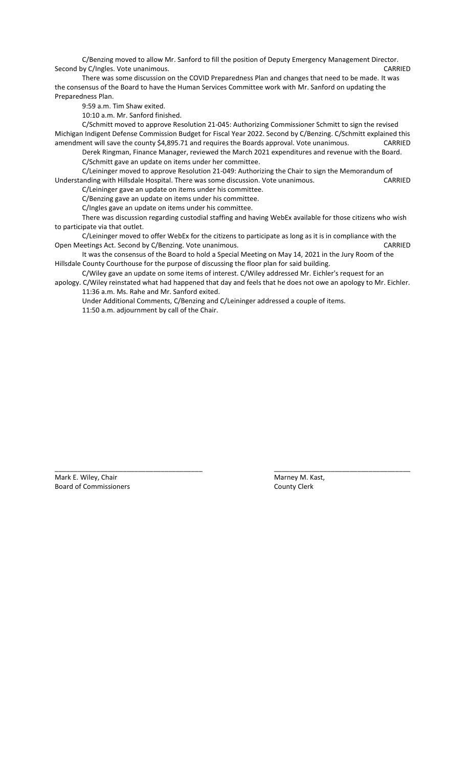C/Benzing moved to allow Mr. Sanford to fill the position of Deputy Emergency Management Director. Second by C/Ingles. Vote unanimous. CARRIED

There was some discussion on the COVID Preparedness Plan and changes that need to be made. It was the consensus of the Board to have the Human Services Committee work with Mr. Sanford on updating the Preparedness Plan.

9:59 a.m. Tim Shaw exited.

10:10 a.m. Mr. Sanford finished.

C/Schmitt moved to approve Resolution 21-045: Authorizing Commissioner Schmitt to sign the revised Michigan Indigent Defense Commission Budget for Fiscal Year 2022. Second by C/Benzing. C/Schmitt explained this amendment will save the county $4,895.71 and requires the Boards approval. Vote unanimous. CARRIED

Derek Ringman, Finance Manager, reviewed the March 2021 expenditures and revenue with the Board.

C/Schmitt gave an update on items under her committee.

C/Leininger moved to approve Resolution 21-049: Authorizing the Chair to sign the Memorandum of Understanding with Hillsdale Hospital. There was some discussion. Vote unanimous. CARRIED

C/Leininger gave an update on items under his committee.

C/Benzing gave an update on items under his committee.

C/Ingles gave an update on items under his committee.

There was discussion regarding custodial staffing and having WebEx available for those citizens who wish to participate via that outlet.

C/Leininger moved to offer WebEx for the citizens to participate as long as it is in compliance with the Open Meetings Act. Second by C/Benzing. Vote unanimous. CARRIED

It was the consensus of the Board to hold a Special Meeting on May 14, 2021 in the Jury Room of the Hillsdale County Courthouse for the purpose of discussing the floor plan for said building.

C/Wiley gave an update on some items of interest. C/Wiley addressed Mr. Eichler's request for an apology. C/Wiley reinstated what had happened that day and feels that he does not owe an apology to Mr. Eichler.

11:36 a.m. Ms. Rahe and Mr. Sanford exited.

Under Additional Comments, C/Benzing and C/Leininger addressed a couple of items.

11:50 a.m. adjournment by call of the Chair.

\_\_\_\_\_\_\_\_\_\_\_\_\_\_\_\_\_\_\_\_\_\_\_\_\_\_\_\_\_\_\_\_\_\_\_\_\_\_

Mark E. Wiley, Chair
Board of Commissioners

\_\_\_\_\_\_\_\_\_\_\_\_\_\_\_\_\_\_\_\_\_\_\_\_\_\_\_\_\_\_\_\_\_\_\_\_\_\_

Marney M. Kast,
County Clerk